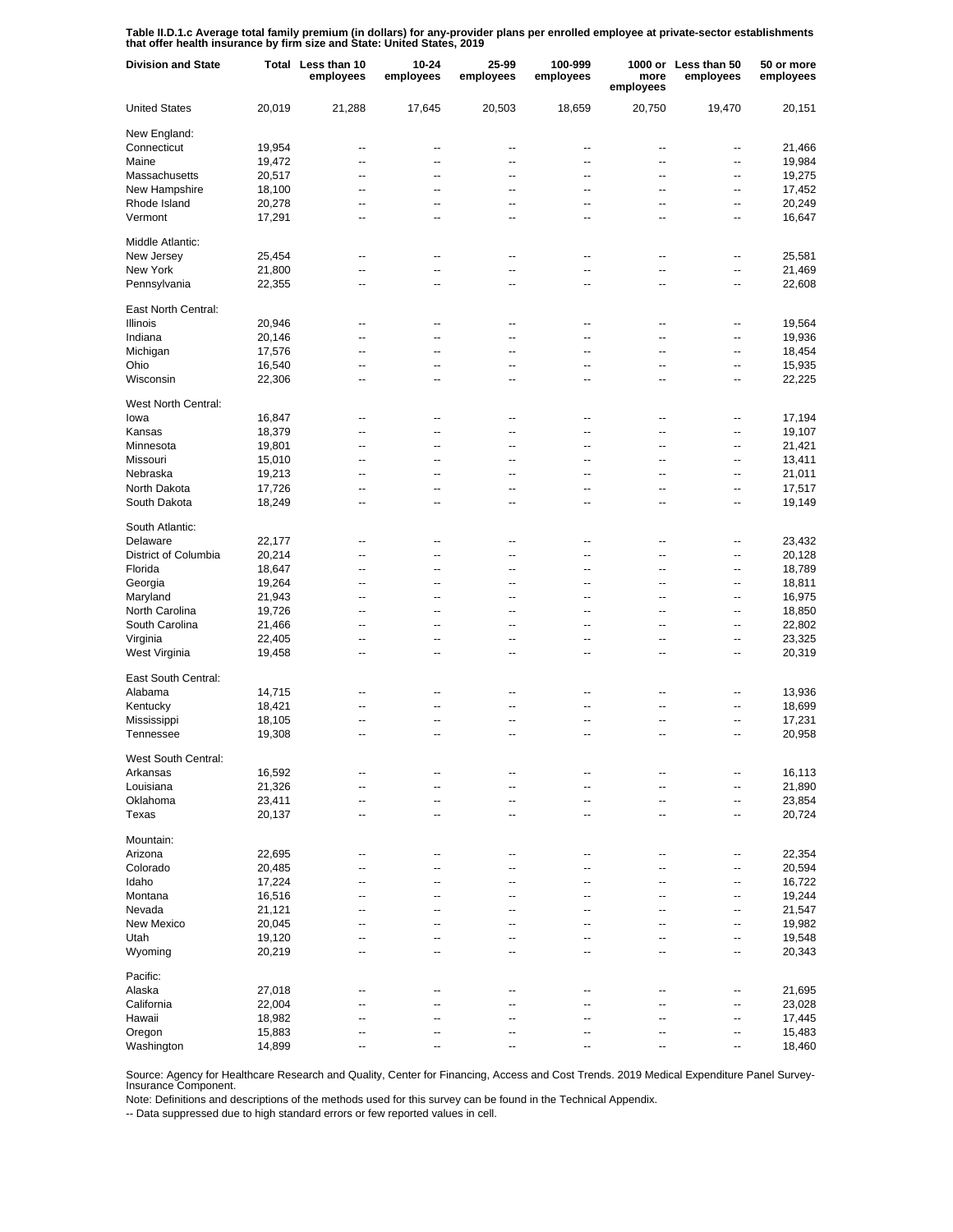**Table II.D.1.c Average total family premium (in dollars) for any-provider plans per enrolled employee at private-sector establishments that offer health insurance by firm size and State: United States, 2019**

| Division and State | Total | Less than 10 employees | 10-24 employees | 25-99 employees | 100-999 employees | 1000 or more employees | Less than 50 employees | 50 or more employees |
|---|---|---|---|---|---|---|---|---|
| United States | 20,019 | 21,288 | 17,645 | 20,503 | 18,659 | 20,750 | 19,470 | 20,151 |
| New England: | | | | | | | | |
| Connecticut | 19,954 | -- | -- | -- | -- | -- | -- | 21,466 |
| Maine | 19,472 | -- | -- | -- | -- | -- | -- | 19,984 |
| Massachusetts | 20,517 | -- | -- | -- | -- | -- | -- | 19,275 |
| New Hampshire | 18,100 | -- | -- | -- | -- | -- | -- | 17,452 |
| Rhode Island | 20,278 | -- | -- | -- | -- | -- | -- | 20,249 |
| Vermont | 17,291 | -- | -- | -- | -- | -- | -- | 16,647 |
| Middle Atlantic: | | | | | | | | |
| New Jersey | 25,454 | -- | -- | -- | -- | -- | -- | 25,581 |
| New York | 21,800 | -- | -- | -- | -- | -- | -- | 21,469 |
| Pennsylvania | 22,355 | -- | -- | -- | -- | -- | -- | 22,608 |
| East North Central: | | | | | | | | |
| Illinois | 20,946 | -- | -- | -- | -- | -- | -- | 19,564 |
| Indiana | 20,146 | -- | -- | -- | -- | -- | -- | 19,936 |
| Michigan | 17,576 | -- | -- | -- | -- | -- | -- | 18,454 |
| Ohio | 16,540 | -- | -- | -- | -- | -- | -- | 15,935 |
| Wisconsin | 22,306 | -- | -- | -- | -- | -- | -- | 22,225 |
| West North Central: | | | | | | | | |
| Iowa | 16,847 | -- | -- | -- | -- | -- | -- | 17,194 |
| Kansas | 18,379 | -- | -- | -- | -- | -- | -- | 19,107 |
| Minnesota | 19,801 | -- | -- | -- | -- | -- | -- | 21,421 |
| Missouri | 15,010 | -- | -- | -- | -- | -- | -- | 13,411 |
| Nebraska | 19,213 | -- | -- | -- | -- | -- | -- | 21,011 |
| North Dakota | 17,726 | -- | -- | -- | -- | -- | -- | 17,517 |
| South Dakota | 18,249 | -- | -- | -- | -- | -- | -- | 19,149 |
| South Atlantic: | | | | | | | | |
| Delaware | 22,177 | -- | -- | -- | -- | -- | -- | 23,432 |
| District of Columbia | 20,214 | -- | -- | -- | -- | -- | -- | 20,128 |
| Florida | 18,647 | -- | -- | -- | -- | -- | -- | 18,789 |
| Georgia | 19,264 | -- | -- | -- | -- | -- | -- | 18,811 |
| Maryland | 21,943 | -- | -- | -- | -- | -- | -- | 16,975 |
| North Carolina | 19,726 | -- | -- | -- | -- | -- | -- | 18,850 |
| South Carolina | 21,466 | -- | -- | -- | -- | -- | -- | 22,802 |
| Virginia | 22,405 | -- | -- | -- | -- | -- | -- | 23,325 |
| West Virginia | 19,458 | -- | -- | -- | -- | -- | -- | 20,319 |
| East South Central: | | | | | | | | |
| Alabama | 14,715 | -- | -- | -- | -- | -- | -- | 13,936 |
| Kentucky | 18,421 | -- | -- | -- | -- | -- | -- | 18,699 |
| Mississippi | 18,105 | -- | -- | -- | -- | -- | -- | 17,231 |
| Tennessee | 19,308 | -- | -- | -- | -- | -- | -- | 20,958 |
| West South Central: | | | | | | | | |
| Arkansas | 16,592 | -- | -- | -- | -- | -- | -- | 16,113 |
| Louisiana | 21,326 | -- | -- | -- | -- | -- | -- | 21,890 |
| Oklahoma | 23,411 | -- | -- | -- | -- | -- | -- | 23,854 |
| Texas | 20,137 | -- | -- | -- | -- | -- | -- | 20,724 |
| Mountain: | | | | | | | | |
| Arizona | 22,695 | -- | -- | -- | -- | -- | -- | 22,354 |
| Colorado | 20,485 | -- | -- | -- | -- | -- | -- | 20,594 |
| Idaho | 17,224 | -- | -- | -- | -- | -- | -- | 16,722 |
| Montana | 16,516 | -- | -- | -- | -- | -- | -- | 19,244 |
| Nevada | 21,121 | -- | -- | -- | -- | -- | -- | 21,547 |
| New Mexico | 20,045 | -- | -- | -- | -- | -- | -- | 19,982 |
| Utah | 19,120 | -- | -- | -- | -- | -- | -- | 19,548 |
| Wyoming | 20,219 | -- | -- | -- | -- | -- | -- | 20,343 |
| Pacific: | | | | | | | | |
| Alaska | 27,018 | -- | -- | -- | -- | -- | -- | 21,695 |
| California | 22,004 | -- | -- | -- | -- | -- | -- | 23,028 |
| Hawaii | 18,982 | -- | -- | -- | -- | -- | -- | 17,445 |
| Oregon | 15,883 | -- | -- | -- | -- | -- | -- | 15,483 |
| Washington | 14,899 | -- | -- | -- | -- | -- | -- | 18,460 |

Source: Agency for Healthcare Research and Quality, Center for Financing, Access and Cost Trends. 2019 Medical Expenditure Panel Survey-Insurance Component.

Note: Definitions and descriptions of the methods used for this survey can be found in the Technical Appendix.

-- Data suppressed due to high standard errors or few reported values in cell.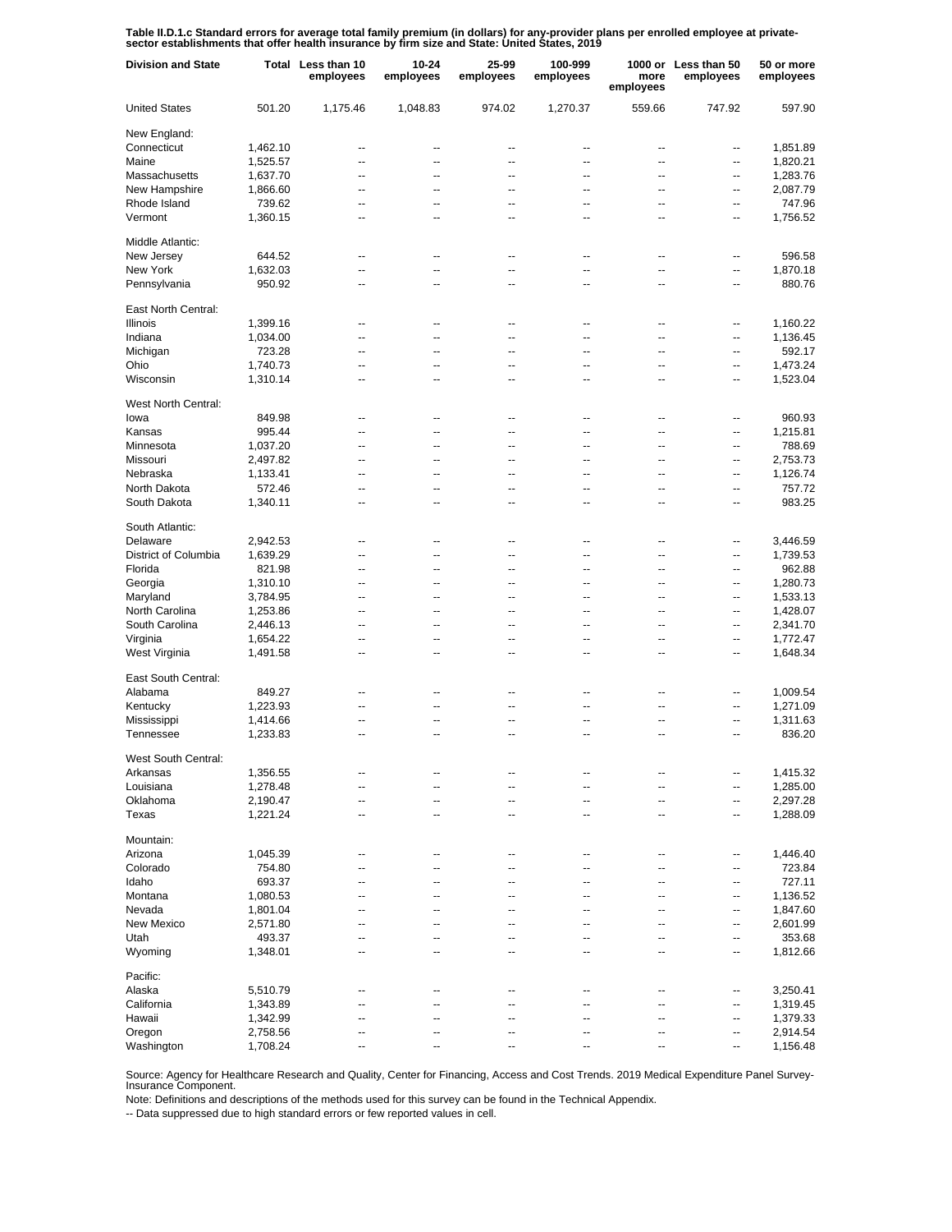**Table II.D.1.c Standard errors for average total family premium (in dollars) for any-provider plans per enrolled employee at private-sector establishments that offer health insurance by firm size and State: United States, 2019**

| Division and State | Total | Less than 10 employees | 10-24 employees | 25-99 employees | 100-999 employees | 1000 or more employees | Less than 50 employees | 50 or more employees |
|---|---|---|---|---|---|---|---|---|
| United States | 501.20 | 1,175.46 | 1,048.83 | 974.02 | 1,270.37 | 559.66 | 747.92 | 597.90 |
| New England: | | | | | | | | |
| Connecticut | 1,462.10 | -- | -- | -- | -- | -- | -- | 1,851.89 |
| Maine | 1,525.57 | -- | -- | -- | -- | -- | -- | 1,820.21 |
| Massachusetts | 1,637.70 | -- | -- | -- | -- | -- | -- | 1,283.76 |
| New Hampshire | 1,866.60 | -- | -- | -- | -- | -- | -- | 2,087.79 |
| Rhode Island | 739.62 | -- | -- | -- | -- | -- | -- | 747.96 |
| Vermont | 1,360.15 | -- | -- | -- | -- | -- | -- | 1,756.52 |
| Middle Atlantic: | | | | | | | | |
| New Jersey | 644.52 | -- | -- | -- | -- | -- | -- | 596.58 |
| New York | 1,632.03 | -- | -- | -- | -- | -- | -- | 1,870.18 |
| Pennsylvania | 950.92 | -- | -- | -- | -- | -- | -- | 880.76 |
| East North Central: | | | | | | | | |
| Illinois | 1,399.16 | -- | -- | -- | -- | -- | -- | 1,160.22 |
| Indiana | 1,034.00 | -- | -- | -- | -- | -- | -- | 1,136.45 |
| Michigan | 723.28 | -- | -- | -- | -- | -- | -- | 592.17 |
| Ohio | 1,740.73 | -- | -- | -- | -- | -- | -- | 1,473.24 |
| Wisconsin | 1,310.14 | -- | -- | -- | -- | -- | -- | 1,523.04 |
| West North Central: | | | | | | | | |
| Iowa | 849.98 | -- | -- | -- | -- | -- | -- | 960.93 |
| Kansas | 995.44 | -- | -- | -- | -- | -- | -- | 1,215.81 |
| Minnesota | 1,037.20 | -- | -- | -- | -- | -- | -- | 788.69 |
| Missouri | 2,497.82 | -- | -- | -- | -- | -- | -- | 2,753.73 |
| Nebraska | 1,133.41 | -- | -- | -- | -- | -- | -- | 1,126.74 |
| North Dakota | 572.46 | -- | -- | -- | -- | -- | -- | 757.72 |
| South Dakota | 1,340.11 | -- | -- | -- | -- | -- | -- | 983.25 |
| South Atlantic: | | | | | | | | |
| Delaware | 2,942.53 | -- | -- | -- | -- | -- | -- | 3,446.59 |
| District of Columbia | 1,639.29 | -- | -- | -- | -- | -- | -- | 1,739.53 |
| Florida | 821.98 | -- | -- | -- | -- | -- | -- | 962.88 |
| Georgia | 1,310.10 | -- | -- | -- | -- | -- | -- | 1,280.73 |
| Maryland | 3,784.95 | -- | -- | -- | -- | -- | -- | 1,533.13 |
| North Carolina | 1,253.86 | -- | -- | -- | -- | -- | -- | 1,428.07 |
| South Carolina | 2,446.13 | -- | -- | -- | -- | -- | -- | 2,341.70 |
| Virginia | 1,654.22 | -- | -- | -- | -- | -- | -- | 1,772.47 |
| West Virginia | 1,491.58 | -- | -- | -- | -- | -- | -- | 1,648.34 |
| East South Central: | | | | | | | | |
| Alabama | 849.27 | -- | -- | -- | -- | -- | -- | 1,009.54 |
| Kentucky | 1,223.93 | -- | -- | -- | -- | -- | -- | 1,271.09 |
| Mississippi | 1,414.66 | -- | -- | -- | -- | -- | -- | 1,311.63 |
| Tennessee | 1,233.83 | -- | -- | -- | -- | -- | -- | 836.20 |
| West South Central: | | | | | | | | |
| Arkansas | 1,356.55 | -- | -- | -- | -- | -- | -- | 1,415.32 |
| Louisiana | 1,278.48 | -- | -- | -- | -- | -- | -- | 1,285.00 |
| Oklahoma | 2,190.47 | -- | -- | -- | -- | -- | -- | 2,297.28 |
| Texas | 1,221.24 | -- | -- | -- | -- | -- | -- | 1,288.09 |
| Mountain: | | | | | | | | |
| Arizona | 1,045.39 | -- | -- | -- | -- | -- | -- | 1,446.40 |
| Colorado | 754.80 | -- | -- | -- | -- | -- | -- | 723.84 |
| Idaho | 693.37 | -- | -- | -- | -- | -- | -- | 727.11 |
| Montana | 1,080.53 | -- | -- | -- | -- | -- | -- | 1,136.52 |
| Nevada | 1,801.04 | -- | -- | -- | -- | -- | -- | 1,847.60 |
| New Mexico | 2,571.80 | -- | -- | -- | -- | -- | -- | 2,601.99 |
| Utah | 493.37 | -- | -- | -- | -- | -- | -- | 353.68 |
| Wyoming | 1,348.01 | -- | -- | -- | -- | -- | -- | 1,812.66 |
| Pacific: | | | | | | | | |
| Alaska | 5,510.79 | -- | -- | -- | -- | -- | -- | 3,250.41 |
| California | 1,343.89 | -- | -- | -- | -- | -- | -- | 1,319.45 |
| Hawaii | 1,342.99 | -- | -- | -- | -- | -- | -- | 1,379.33 |
| Oregon | 2,758.56 | -- | -- | -- | -- | -- | -- | 2,914.54 |
| Washington | 1,708.24 | -- | -- | -- | -- | -- | -- | 1,156.48 |

Source: Agency for Healthcare Research and Quality, Center for Financing, Access and Cost Trends. 2019 Medical Expenditure Panel Survey-Insurance Component.

Note: Definitions and descriptions of the methods used for this survey can be found in the Technical Appendix.

-- Data suppressed due to high standard errors or few reported values in cell.